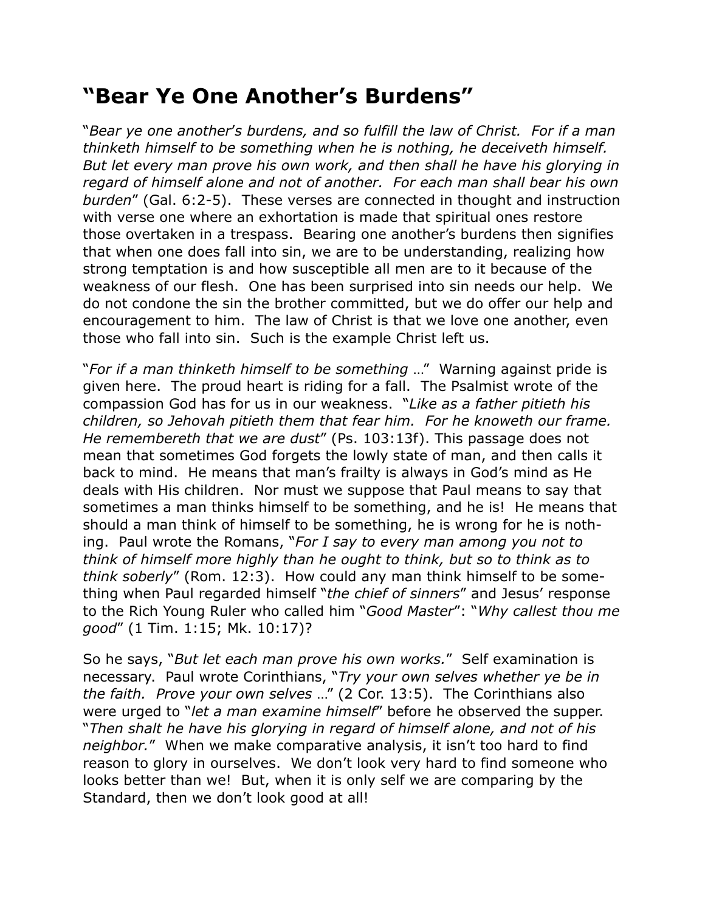# "Bear Ye One Another's Burdens"

"*Bear ye one another's burdens, and so fulfill the law of Christ. For if a man thinketh himself to be something when he is nothing, he deceiveth himself. But let every man prove his own work, and then shall he have his glorying in regard of himself alone and not of another. For each man shall bear his own burden*" (Gal. 6:2-5). These verses are connected in thought and instruction with verse one where an exhortation is made that spiritual ones restore those overtaken in a trespass. Bearing one another's burdens then signifies that when one does fall into sin, we are to be understanding, realizing how strong temptation is and how susceptible all men are to it because of the weakness of our flesh. One has been surprised into sin needs our help. We do not condone the sin the brother committed, but we do offer our help and encouragement to him. The law of Christ is that we love one another, even those who fall into sin. Such is the example Christ left us.

"*For if a man thinketh himself to be something* …" Warning against pride is given here. The proud heart is riding for a fall. The Psalmist wrote of the compassion God has for us in our weakness. "*Like as a father pitieth his children, so Jehovah pitieth them that fear him. For he knoweth our frame. He remembereth that we are dust*" (Ps. 103:13f). This passage does not mean that sometimes God forgets the lowly state of man, and then calls it back to mind. He means that man's frailty is always in God's mind as He deals with His children. Nor must we suppose that Paul means to say that sometimes a man thinks himself to be something, and he is! He means that should a man think of himself to be something, he is wrong for he is nothing. Paul wrote the Romans, "*For I say to every man among you not to think of himself more highly than he ought to think, but so to think as to think soberly*" (Rom. 12:3). How could any man think himself to be something when Paul regarded himself "*the chief of sinners*" and Jesus' response to the Rich Young Ruler who called him "*Good Master*": "*Why callest thou me good*" (1 Tim. 1:15; Mk. 10:17)?

So he says, "*But let each man prove his own works.*" Self examination is necessary. Paul wrote Corinthians, "*Try your own selves whether ye be in the faith. Prove your own selves* …" (2 Cor. 13:5). The Corinthians also were urged to "*let a man examine himself*" before he observed the supper. "*Then shalt he have his glorying in regard of himself alone, and not of his neighbor.*" When we make comparative analysis, it isn't too hard to find reason to glory in ourselves. We don't look very hard to find someone who looks better than we! But, when it is only self we are comparing by the Standard, then we don't look good at all!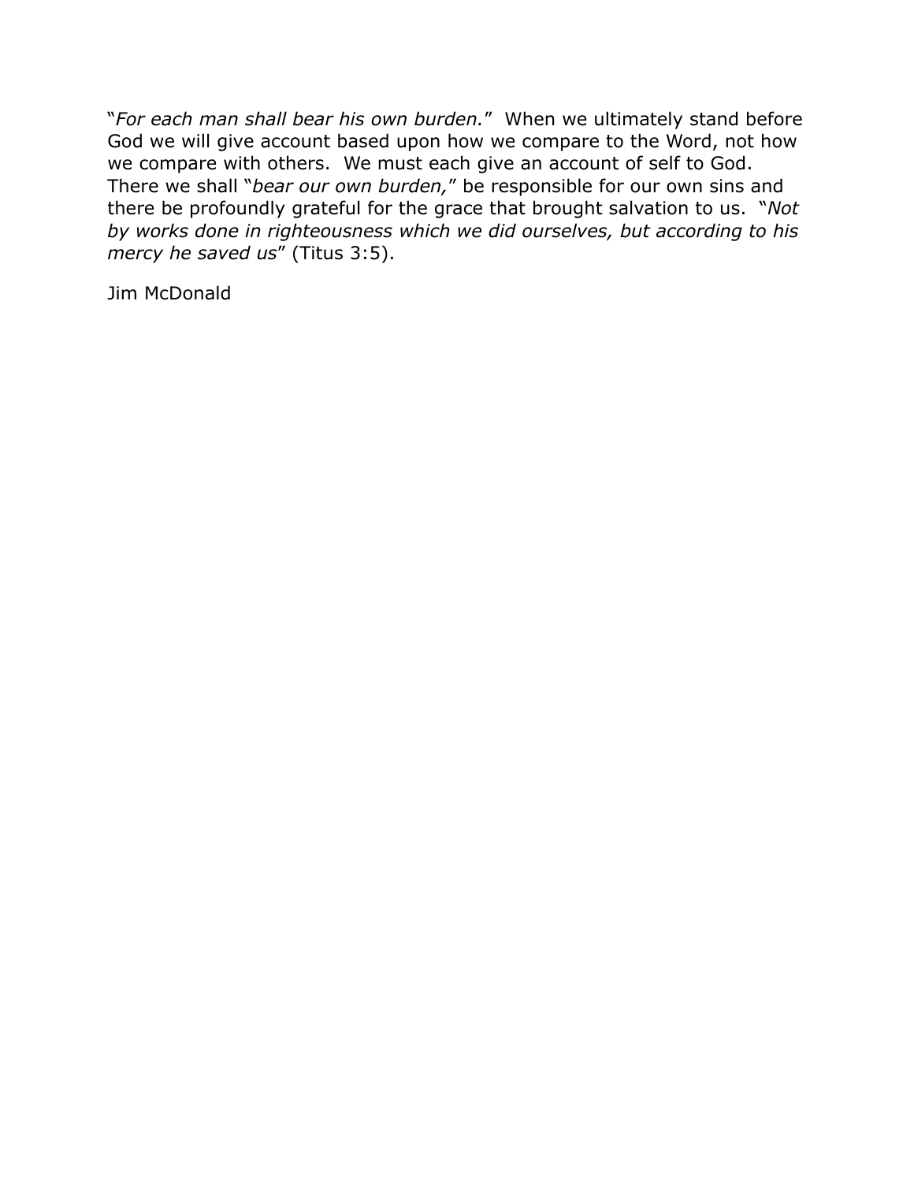"*For each man shall bear his own burden.*" When we ultimately stand before God we will give account based upon how we compare to the Word, not how we compare with others. We must each give an account of self to God. There we shall "*bear our own burden,*" be responsible for our own sins and there be profoundly grateful for the grace that brought salvation to us. "*Not by works done in righteousness which we did ourselves, but according to his mercy he saved us*" (Titus 3:5).

Jim McDonald